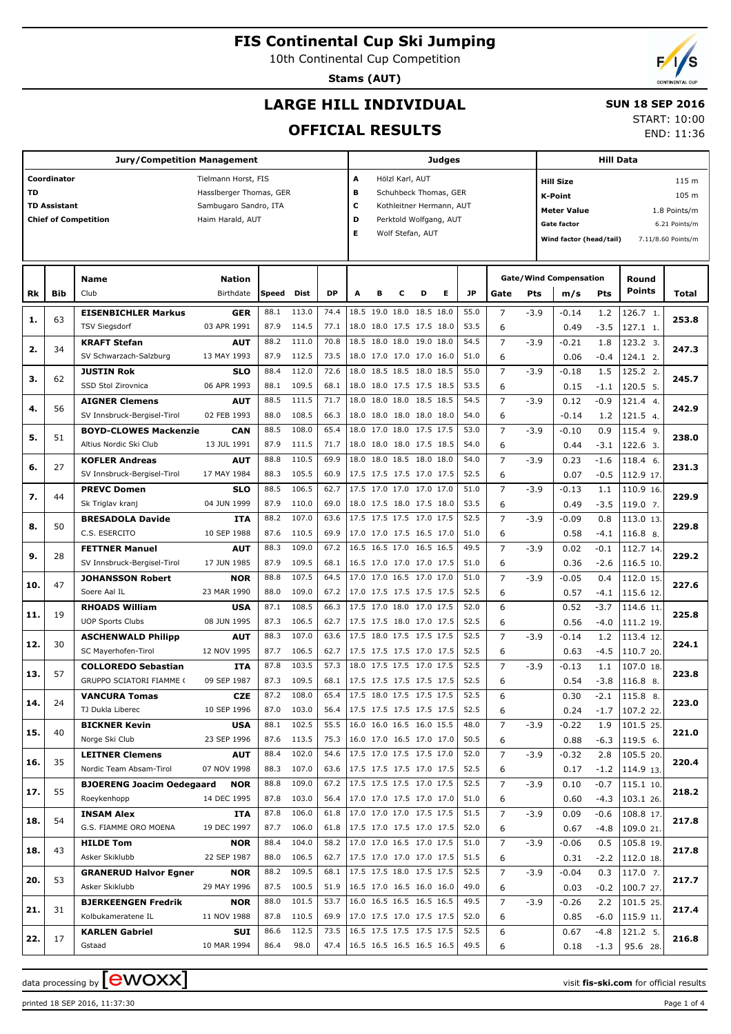# FIS Continental Cup Ski Jumping

10th Continental Cup Competition

**Stams (AUT)**

## LARGE HILL INDIVIDUAL

## OFFICIAL RESULTS

**SUN 18 SEP 2016**

START: 10:00

END: 11:36

| Jury/Competition Management | | Judges | | Hill Data | |
|---|---|---|---|---|---|
| Coordinator | Tielmann Horst, FIS | A | Hölzl Karl, AUT | Hill Size | 115 m |
| TD | Hasslberger Thomas, GER | B | Schuhbeck Thomas, GER | K-Point | 105 m |
| TD Assistant | Sambugaro Sandro, ITA | C | Kothleitner Hermann, AUT | Meter Value | 1.8 Points/m |
| Chief of Competition | Haim Harald, AUT | D | Perktold Wolfgang, AUT | Gate factor | 6.21 Points/m |
| | | E | Wolf Stefan, AUT | Wind factor (head/tail) | 7.11/8.60 Points/m |

| Rk | Bib | Name / Club | Nation / Birthdate | Speed | Dist | DP | A | B | C | D | E | JP | Gate | Pts | m/s | Pts | Round Points | Total |
|---|---|---|---|---|---|---|---|---|---|---|---|---|---|---|---|---|---|---|
| 1. | 63 | **EISENBICHLER Markus** | **GER** | 88.1 | 113.0 | 74.4 | 18.5 | 19.0 | 18.0 | 18.5 | 18.0 | 55.0 | 7 | -3.9 | -0.14 | 1.2 | 126.7 1. | 253.8 |
| | | TSV Siegsdorf | 03 APR 1991 | 87.9 | 114.5 | 77.1 | 18.0 | 18.0 | 17.5 | 17.5 | 18.0 | 53.5 | 6 | | 0.49 | -3.5 | 127.1 1. | |
| 2. | 34 | **KRAFT Stefan** | **AUT** | 88.2 | 111.0 | 70.8 | 18.5 | 18.0 | 18.0 | 19.0 | 18.0 | 54.5 | 7 | -3.9 | -0.21 | 1.8 | 123.2 3. | 247.3 |
| | | SV Schwarzach-Salzburg | 13 MAY 1993 | 87.9 | 112.5 | 73.5 | 18.0 | 17.0 | 17.0 | 17.0 | 16.0 | 51.0 | 6 | | 0.06 | -0.4 | 124.1 2. | |
| 3. | 62 | **JUSTIN Rok** | **SLO** | 88.4 | 112.0 | 72.6 | 18.0 | 18.5 | 18.5 | 18.0 | 18.5 | 55.0 | 7 | -3.9 | -0.18 | 1.5 | 125.2 2. | 245.7 |
| | | SSD Stol Zirovnica | 06 APR 1993 | 88.1 | 109.5 | 68.1 | 18.0 | 18.0 | 17.5 | 17.5 | 18.5 | 53.5 | 6 | | 0.15 | -1.1 | 120.5 5. | |
| 4. | 56 | **AIGNER Clemens** | **AUT** | 88.5 | 111.5 | 71.7 | 18.0 | 18.0 | 18.0 | 18.5 | 18.5 | 54.5 | 7 | -3.9 | 0.12 | -0.9 | 121.4 4. | 242.9 |
| | | SV Innsbruck-Bergisel-Tirol | 02 FEB 1993 | 88.0 | 108.5 | 66.3 | 18.0 | 18.0 | 18.0 | 18.0 | 18.0 | 54.0 | 6 | | -0.14 | 1.2 | 121.5 4. | |
| 5. | 51 | **BOYD-CLOWES Mackenzie** | **CAN** | 88.5 | 108.0 | 65.4 | 18.0 | 17.0 | 18.0 | 17.5 | 17.5 | 53.0 | 7 | -3.9 | -0.10 | 0.9 | 115.4 9. | 238.0 |
| | | Altius Nordic Ski Club | 13 JUL 1991 | 87.9 | 111.5 | 71.7 | 18.0 | 18.0 | 18.0 | 17.5 | 18.5 | 54.0 | 6 | | 0.44 | -3.1 | 122.6 3. | |
| 6. | 27 | **KOFLER Andreas** | **AUT** | 88.8 | 110.5 | 69.9 | 18.0 | 18.0 | 18.5 | 18.0 | 18.0 | 54.0 | 7 | -3.9 | 0.23 | -1.6 | 118.4 6. | 231.3 |
| | | SV Innsbruck-Bergisel-Tirol | 17 MAY 1984 | 88.3 | 105.5 | 60.9 | 17.5 | 17.5 | 17.5 | 17.0 | 17.5 | 52.5 | 6 | | 0.07 | -0.5 | 112.9 17. | |
| 7. | 44 | **PREVC Domen** | **SLO** | 88.5 | 106.5 | 62.7 | 17.5 | 17.0 | 17.0 | 17.0 | 17.0 | 51.0 | 7 | -3.9 | -0.13 | 1.1 | 110.9 16. | 229.9 |
| | | Sk Triglav kranj | 04 JUN 1999 | 87.9 | 110.0 | 69.0 | 18.0 | 17.5 | 18.0 | 17.5 | 18.0 | 53.5 | 6 | | 0.49 | -3.5 | 119.0 7. | |
| 8. | 50 | **BRESADOLA Davide** | **ITA** | 88.2 | 107.0 | 63.6 | 17.5 | 17.5 | 17.5 | 17.0 | 17.5 | 52.5 | 7 | -3.9 | -0.09 | 0.8 | 113.0 13. | 229.8 |
| | | C.S. ESERCITO | 10 SEP 1988 | 87.6 | 110.5 | 69.9 | 17.0 | 17.0 | 17.5 | 16.5 | 17.0 | 51.0 | 6 | | 0.58 | -4.1 | 116.8 8. | |
| 9. | 28 | **FETTNER Manuel** | **AUT** | 88.3 | 109.0 | 67.2 | 16.5 | 16.5 | 17.0 | 16.5 | 16.5 | 49.5 | 7 | -3.9 | 0.02 | -0.1 | 112.7 14. | 229.2 |
| | | SV Innsbruck-Bergisel-Tirol | 17 JUN 1985 | 87.9 | 109.5 | 68.1 | 16.5 | 17.0 | 17.0 | 17.0 | 17.5 | 51.0 | 6 | | 0.36 | -2.6 | 116.5 10. | |
| 10. | 47 | **JOHANSSON Robert** | **NOR** | 88.8 | 107.5 | 64.5 | 17.0 | 17.0 | 16.5 | 17.0 | 17.0 | 51.0 | 7 | -3.9 | -0.05 | 0.4 | 112.0 15. | 227.6 |
| | | Soere Aal IL | 23 MAR 1990 | 88.0 | 109.0 | 67.2 | 17.0 | 17.5 | 17.5 | 17.5 | 17.5 | 52.5 | 6 | | 0.57 | -4.1 | 115.6 12. | |
| 11. | 19 | **RHOADS William** | **USA** | 87.1 | 108.5 | 66.3 | 17.5 | 17.0 | 18.0 | 17.0 | 17.5 | 52.0 | 6 | | 0.52 | -3.7 | 114.6 11. | 225.8 |
| | | UOP Sports Clubs | 08 JUN 1995 | 87.3 | 106.5 | 62.7 | 17.5 | 17.5 | 18.0 | 17.0 | 17.5 | 52.5 | 6 | | 0.56 | -4.0 | 111.2 19. | |
| 12. | 30 | **ASCHENWALD Philipp** | **AUT** | 88.3 | 107.0 | 63.6 | 17.5 | 18.0 | 17.5 | 17.5 | 17.5 | 52.5 | 7 | -3.9 | -0.14 | 1.2 | 113.4 12. | 224.1 |
| | | SC Mayerhofen-Tirol | 12 NOV 1995 | 87.7 | 106.5 | 62.7 | 17.5 | 17.5 | 17.5 | 17.0 | 17.5 | 52.5 | 6 | | 0.63 | -4.5 | 110.7 20. | |
| 13. | 57 | **COLLOREDO Sebastian** | **ITA** | 87.8 | 103.5 | 57.3 | 18.0 | 17.5 | 17.5 | 17.0 | 17.5 | 52.5 | 7 | -3.9 | -0.13 | 1.1 | 107.0 18. | 223.8 |
| | | GRUPPO SCIATORI FIAMME ( | 09 SEP 1987 | 87.3 | 109.5 | 68.1 | 17.5 | 17.5 | 17.5 | 17.5 | 17.5 | 52.5 | 6 | | 0.54 | -3.8 | 116.8 8. | |
| 14. | 24 | **VANCURA Tomas** | **CZE** | 87.2 | 108.0 | 65.4 | 17.5 | 18.0 | 17.5 | 17.5 | 17.5 | 52.5 | 6 | | 0.30 | -2.1 | 115.8 8. | 223.0 |
| | | TJ Dukla Liberec | 10 SEP 1996 | 87.0 | 103.0 | 56.4 | 17.5 | 17.5 | 17.5 | 17.5 | 17.5 | 52.5 | 6 | | 0.24 | -1.7 | 107.2 22. | |
| 15. | 40 | **BICKNER Kevin** | **USA** | 88.1 | 102.5 | 55.5 | 16.0 | 16.0 | 16.5 | 16.0 | 15.5 | 48.0 | 7 | -3.9 | -0.22 | 1.9 | 101.5 25. | 221.0 |
| | | Norge Ski Club | 23 SEP 1996 | 87.6 | 113.5 | 75.3 | 16.0 | 17.0 | 16.5 | 17.0 | 17.0 | 50.5 | 6 | | 0.88 | -6.3 | 119.5 6. | |
| 16. | 35 | **LEITNER Clemens** | **AUT** | 88.4 | 102.0 | 54.6 | 17.5 | 17.0 | 17.5 | 17.5 | 17.0 | 52.0 | 7 | -3.9 | -0.32 | 2.8 | 105.5 20. | 220.4 |
| | | Nordic Team Absam-Tirol | 07 NOV 1998 | 88.3 | 107.0 | 63.6 | 17.5 | 17.5 | 17.5 | 17.0 | 17.5 | 52.5 | 6 | | 0.17 | -1.2 | 114.9 13. | |
| 17. | 55 | **BJOERENG Joacim Oedegaard** | **NOR** | 88.8 | 109.0 | 67.2 | 17.5 | 17.5 | 17.5 | 17.0 | 17.5 | 52.5 | 7 | -3.9 | 0.10 | -0.7 | 115.1 10. | 218.2 |
| | | Roeykenhopp | 14 DEC 1995 | 87.8 | 103.0 | 56.4 | 17.0 | 17.0 | 17.5 | 17.0 | 17.0 | 51.0 | 6 | | 0.60 | -4.3 | 103.1 26. | |
| 18. | 54 | **INSAM Alex** | **ITA** | 87.8 | 106.0 | 61.8 | 17.0 | 17.0 | 17.0 | 17.5 | 17.5 | 51.5 | 7 | -3.9 | 0.09 | -0.6 | 108.8 17. | 217.8 |
| | | G.S. FIAMME ORO MOENA | 19 DEC 1997 | 87.7 | 106.0 | 61.8 | 17.5 | 17.0 | 17.5 | 17.0 | 17.5 | 52.0 | 6 | | 0.67 | -4.8 | 109.0 21. | |
| 18. | 43 | **HILDE Tom** | **NOR** | 88.4 | 104.0 | 58.2 | 17.0 | 17.0 | 16.5 | 17.0 | 17.5 | 51.0 | 7 | -3.9 | -0.06 | 0.5 | 105.8 19. | 217.8 |
| | | Asker Skiklubb | 22 SEP 1987 | 88.0 | 106.5 | 62.7 | 17.5 | 17.0 | 17.0 | 17.0 | 17.5 | 51.5 | 6 | | 0.31 | -2.2 | 112.0 18. | |
| 20. | 53 | **GRANERUD Halvor Egner** | **NOR** | 88.2 | 109.5 | 68.1 | 17.5 | 17.5 | 18.0 | 17.5 | 17.5 | 52.5 | 7 | -3.9 | -0.04 | 0.3 | 117.0 7. | 217.7 |
| | | Asker Skiklubb | 29 MAY 1996 | 87.5 | 100.5 | 51.9 | 16.5 | 17.0 | 16.5 | 16.0 | 16.0 | 49.0 | 6 | | 0.03 | -0.2 | 100.7 27. | |
| 21. | 31 | **BJERKEENGEN Fredrik** | **NOR** | 88.0 | 101.5 | 53.7 | 16.0 | 16.5 | 16.5 | 16.5 | 16.5 | 49.5 | 7 | -3.9 | -0.26 | 2.2 | 101.5 25. | 217.4 |
| | | Kolbukameratene IL | 11 NOV 1988 | 87.8 | 110.5 | 69.9 | 17.0 | 17.5 | 17.0 | 17.5 | 17.5 | 52.0 | 6 | | 0.85 | -6.0 | 115.9 11. | |
| 22. | 17 | **KARLEN Gabriel** | **SUI** | 86.6 | 112.5 | 73.5 | 16.5 | 17.5 | 17.5 | 17.5 | 17.5 | 52.5 | 6 | | 0.67 | -4.8 | 121.2 5. | 216.8 |
| | | Gstaad | 10 MAR 1994 | 86.4 | 98.0 | 47.4 | 16.5 | 16.5 | 16.5 | 16.5 | 16.5 | 49.5 | 6 | | 0.18 | -1.3 | 95.6 28. | |

data processing by ewoxx — visit fis-ski.com for official results

printed 18 SEP 2016, 11:37:30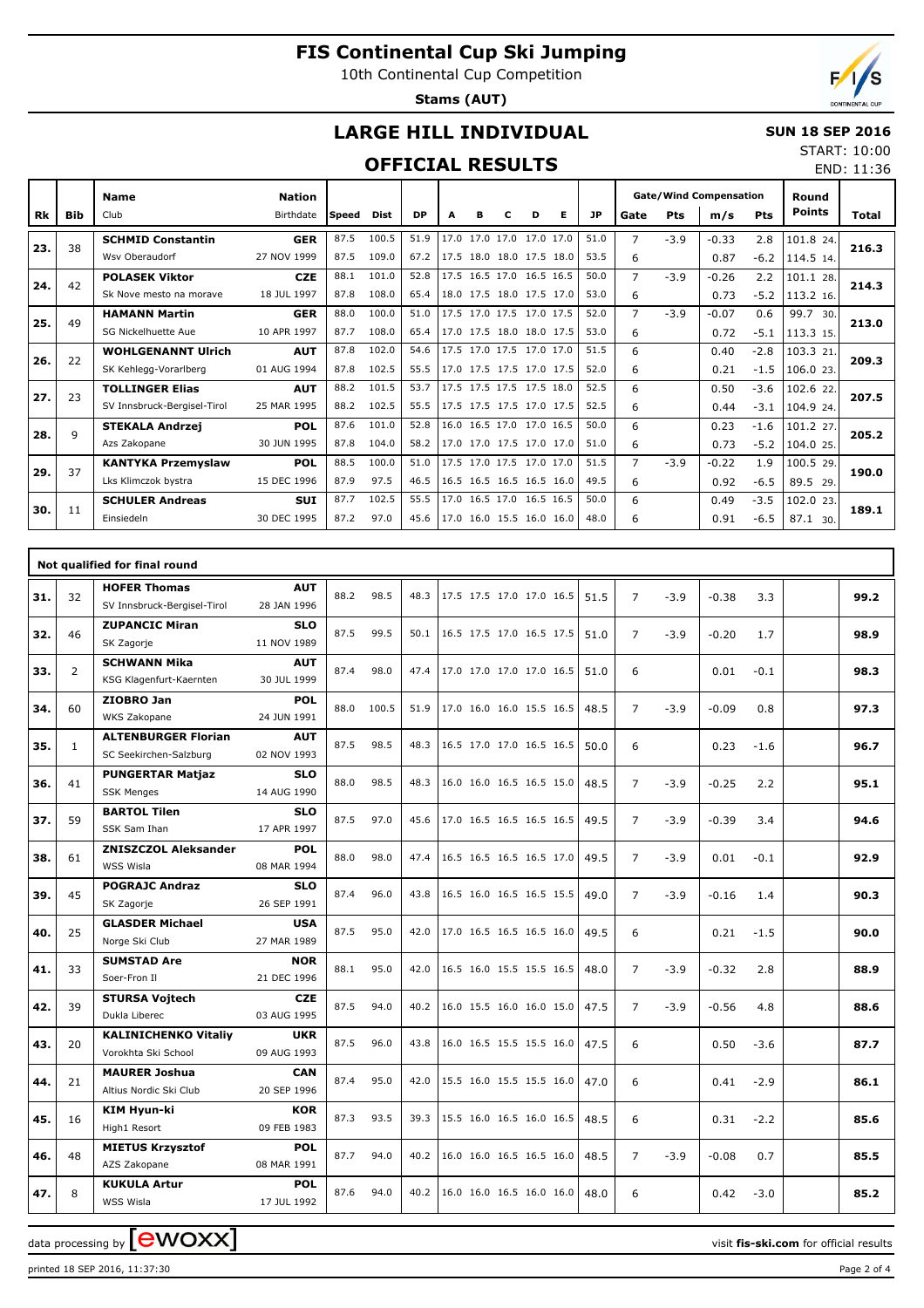# FIS Continental Cup Ski Jumping

10th Continental Cup Competition

**Stams (AUT)**

## LARGE HILL INDIVIDUAL

## OFFICIAL RESULTS

**SUN 18 SEP 2016**

START: 10:00
END: 11:36

| Rk | Bib | Name / Club | Nation / Birthdate | Speed | Dist | DP | A | B | C | D | E | JP | Gate | Pts | m/s | Pts | Round Points | Total |
|---|---|---|---|---|---|---|---|---|---|---|---|---|---|---|---|---|---|---|
| 23. | 38 | **SCHMID Constantin** | **GER** | 87.5 | 100.5 | 51.9 | 17.0 | 17.0 | 17.0 | 17.0 | 17.0 | 51.0 | 7 | -3.9 | -0.33 | 2.8 | 101.8 24. | **216.3** |
| | | Wsv Oberaudorf | 27 NOV 1999 | 87.5 | 109.0 | 67.2 | 17.5 | 18.0 | 18.0 | 17.5 | 18.0 | 53.5 | 6 | | 0.87 | -6.2 | 114.5 14. | |
| 24. | 42 | **POLASEK Viktor** | **CZE** | 88.1 | 101.0 | 52.8 | 17.5 | 16.5 | 17.0 | 16.5 | 16.5 | 50.0 | 7 | -3.9 | -0.26 | 2.2 | 101.1 28. | **214.3** |
| | | Sk Nove mesto na morave | 18 JUL 1997 | 87.8 | 108.0 | 65.4 | 18.0 | 17.5 | 18.0 | 17.5 | 17.0 | 53.0 | 6 | | 0.73 | -5.2 | 113.2 16. | |
| 25. | 49 | **HAMANN Martin** | **GER** | 88.0 | 100.0 | 51.0 | 17.5 | 17.0 | 17.5 | 17.0 | 17.5 | 52.0 | 7 | -3.9 | -0.07 | 0.6 | 99.7 30. | **213.0** |
| | | SG Nickelhuette Aue | 10 APR 1997 | 87.7 | 108.0 | 65.4 | 17.0 | 17.5 | 18.0 | 18.0 | 17.5 | 53.0 | 6 | | 0.72 | -5.1 | 113.3 15. | |
| 26. | 22 | **WOHLGENANNT Ulrich** | **AUT** | 87.8 | 102.0 | 54.6 | 17.5 | 17.0 | 17.5 | 17.0 | 17.0 | 51.5 | 6 | | 0.40 | -2.8 | 103.3 21. | **209.3** |
| | | SK Kehlegg-Vorarlberg | 01 AUG 1994 | 87.8 | 102.5 | 55.5 | 17.0 | 17.5 | 17.5 | 17.0 | 17.5 | 52.0 | 6 | | 0.21 | -1.5 | 106.0 23. | |
| 27. | 23 | **TOLLINGER Elias** | **AUT** | 88.2 | 101.5 | 53.7 | 17.5 | 17.5 | 17.5 | 17.5 | 18.0 | 52.5 | 6 | | 0.50 | -3.6 | 102.6 22. | **207.5** |
| | | SV Innsbruck-Bergisel-Tirol | 25 MAR 1995 | 88.2 | 102.5 | 55.5 | 17.5 | 17.5 | 17.5 | 17.0 | 17.5 | 52.5 | 6 | | 0.44 | -3.1 | 104.9 24. | |
| 28. | 9 | **STEKALA Andrzej** | **POL** | 87.6 | 101.0 | 52.8 | 16.0 | 16.5 | 17.0 | 17.0 | 16.5 | 50.0 | 6 | | 0.23 | -1.6 | 101.2 27. | **205.2** |
| | | Azs Zakopane | 30 JUN 1995 | 87.8 | 104.0 | 58.2 | 17.0 | 17.0 | 17.5 | 17.0 | 17.0 | 51.0 | 6 | | 0.73 | -5.2 | 104.0 25. | |
| 29. | 37 | **KANTYKA Przemyslaw** | **POL** | 88.5 | 100.0 | 51.0 | 17.5 | 17.0 | 17.5 | 17.0 | 17.0 | 51.5 | 7 | -3.9 | -0.22 | 1.9 | 100.5 29. | **190.0** |
| | | Lks Klimczok bystra | 15 DEC 1996 | 87.9 | 97.5 | 46.5 | 16.5 | 16.5 | 16.5 | 16.5 | 16.0 | 49.5 | 6 | | 0.92 | -6.5 | 89.5 29. | |
| 30. | 11 | **SCHULER Andreas** | **SUI** | 87.7 | 102.5 | 55.5 | 17.0 | 16.5 | 17.0 | 16.5 | 16.5 | 50.0 | 6 | | 0.49 | -3.5 | 102.0 23. | **189.1** |
| | | Einsiedeln | 30 DEC 1995 | 87.2 | 97.0 | 45.6 | 17.0 | 16.0 | 15.5 | 16.0 | 16.0 | 48.0 | 6 | | 0.91 | -6.5 | 87.1 30. | |

**Not qualified for final round**

| Rk | Bib | Name / Club | Nation / Birthdate | Speed | Dist | DP | A | B | C | D | E | JP | Gate | Pts | m/s | Pts | Round Points | Total |
|---|---|---|---|---|---|---|---|---|---|---|---|---|---|---|---|---|---|---|
| 31. | 32 | **HOFER Thomas** / SV Innsbruck-Bergisel-Tirol | **AUT** / 28 JAN 1996 | 88.2 | 98.5 | 48.3 | 17.5 | 17.5 | 17.0 | 17.0 | 16.5 | 51.5 | 7 | -3.9 | -0.38 | 3.3 | | **99.2** |
| 32. | 46 | **ZUPANCIC Miran** / SK Zagorje | **SLO** / 11 NOV 1989 | 87.5 | 99.5 | 50.1 | 16.5 | 17.5 | 17.0 | 16.5 | 17.5 | 51.0 | 7 | -3.9 | -0.20 | 1.7 | | **98.9** |
| 33. | 2 | **SCHWANN Mika** / KSG Klagenfurt-Kaernten | **AUT** / 30 JUL 1999 | 87.4 | 98.0 | 47.4 | 17.0 | 17.0 | 17.0 | 17.0 | 16.5 | 51.0 | 6 | | 0.01 | -0.1 | | **98.3** |
| 34. | 60 | **ZIOBRO Jan** / WKS Zakopane | **POL** / 24 JUN 1991 | 88.0 | 100.5 | 51.9 | 17.0 | 16.0 | 16.0 | 15.5 | 16.5 | 48.5 | 7 | -3.9 | -0.09 | 0.8 | | **97.3** |
| 35. | 1 | **ALTENBURGER Florian** / SC Seekirchen-Salzburg | **AUT** / 02 NOV 1993 | 87.5 | 98.5 | 48.3 | 16.5 | 17.0 | 17.0 | 16.5 | 16.5 | 50.0 | 6 | | 0.23 | -1.6 | | **96.7** |
| 36. | 41 | **PUNGERTAR Matjaz** / SSK Menges | **SLO** / 14 AUG 1990 | 88.0 | 98.5 | 48.3 | 16.0 | 16.0 | 16.5 | 16.5 | 15.0 | 48.5 | 7 | -3.9 | -0.25 | 2.2 | | **95.1** |
| 37. | 59 | **BARTOL Tilen** / SSK Sam Ihan | **SLO** / 17 APR 1997 | 87.5 | 97.0 | 45.6 | 17.0 | 16.5 | 16.5 | 16.5 | 16.5 | 49.5 | 7 | -3.9 | -0.39 | 3.4 | | **94.6** |
| 38. | 61 | **ZNISZCZOL Aleksander** / WSS Wisla | **POL** / 08 MAR 1994 | 88.0 | 98.0 | 47.4 | 16.5 | 16.5 | 16.5 | 16.5 | 17.0 | 49.5 | 7 | -3.9 | 0.01 | -0.1 | | **92.9** |
| 39. | 45 | **POGRAJC Andraz** / SK Zagorje | **SLO** / 26 SEP 1991 | 87.4 | 96.0 | 43.8 | 16.5 | 16.0 | 16.5 | 16.5 | 15.5 | 49.0 | 7 | -3.9 | -0.16 | 1.4 | | **90.3** |
| 40. | 25 | **GLASDER Michael** / Norge Ski Club | **USA** / 27 MAR 1989 | 87.5 | 95.0 | 42.0 | 17.0 | 16.5 | 16.5 | 16.5 | 16.0 | 49.5 | 6 | | 0.21 | -1.5 | | **90.0** |
| 41. | 33 | **SUMSTAD Are** / Soer-Fron Il | **NOR** / 21 DEC 1996 | 88.1 | 95.0 | 42.0 | 16.5 | 16.0 | 15.5 | 15.5 | 16.5 | 48.0 | 7 | -3.9 | -0.32 | 2.8 | | **88.9** |
| 42. | 39 | **STURSA Vojtech** / Dukla Liberec | **CZE** / 03 AUG 1995 | 87.5 | 94.0 | 40.2 | 16.0 | 15.5 | 16.0 | 16.0 | 15.0 | 47.5 | 7 | -3.9 | -0.56 | 4.8 | | **88.6** |
| 43. | 20 | **KALINICHENKO Vitaliy** / Vorokhta Ski School | **UKR** / 09 AUG 1993 | 87.5 | 96.0 | 43.8 | 16.0 | 16.5 | 15.5 | 15.5 | 16.0 | 47.5 | 6 | | 0.50 | -3.6 | | **87.7** |
| 44. | 21 | **MAURER Joshua** / Altius Nordic Ski Club | **CAN** / 20 SEP 1996 | 87.4 | 95.0 | 42.0 | 15.5 | 16.0 | 15.5 | 15.5 | 16.0 | 47.0 | 6 | | 0.41 | -2.9 | | **86.1** |
| 45. | 16 | **KIM Hyun-ki** / High1 Resort | **KOR** / 09 FEB 1983 | 87.3 | 93.5 | 39.3 | 15.5 | 16.0 | 16.5 | 16.0 | 16.5 | 48.5 | 6 | | 0.31 | -2.2 | | **85.6** |
| 46. | 48 | **MIETUS Krzysztof** / AZS Zakopane | **POL** / 08 MAR 1991 | 87.7 | 94.0 | 40.2 | 16.0 | 16.0 | 16.5 | 16.5 | 16.0 | 48.5 | 7 | -3.9 | -0.08 | 0.7 | | **85.5** |
| 47. | 8 | **KUKULA Artur** / WSS Wisla | **POL** / 17 JUL 1992 | 87.6 | 94.0 | 40.2 | 16.0 | 16.0 | 16.5 | 16.0 | 16.0 | 48.0 | 6 | | 0.42 | -3.0 | | **85.2** |

data processing by EWOXX — visit **fis-ski.com** for official results

printed 18 SEP 2016, 11:37:30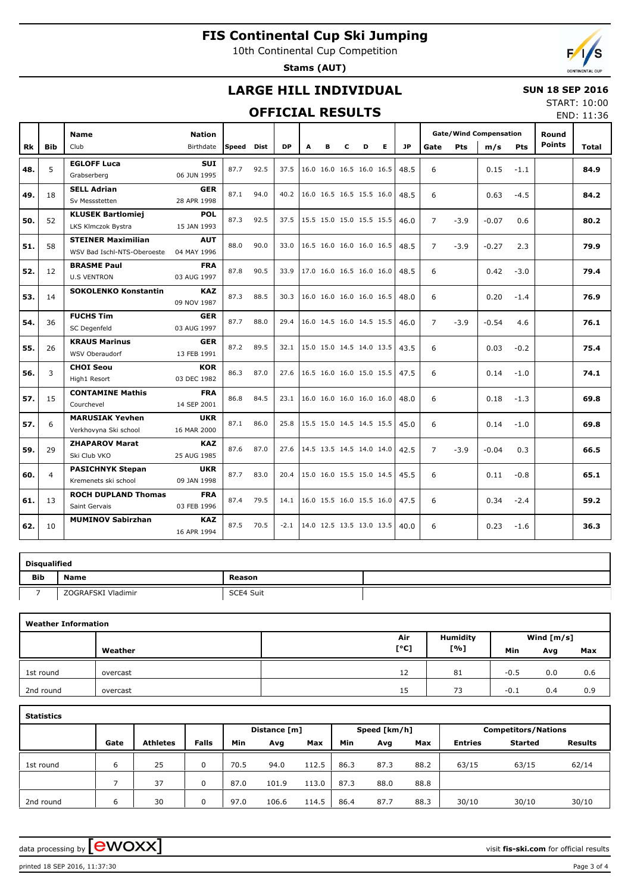# FIS Continental Cup Ski Jumping

10th Continental Cup Competition

**Stams (AUT)**

## LARGE HILL INDIVIDUAL

**SUN 18 SEP 2016**

START: 10:00

END: 11:36

## OFFICIAL RESULTS

| Rk | Bib | Name / Club | Nation / Birthdate | Speed | Dist | DP | A | B | C | D | E | JP | Gate | Pts | m/s | Pts | Round Points | Total |
|---|---|---|---|---|---|---|---|---|---|---|---|---|---|---|---|---|---|---|
| 48. | 5 | EGLOFF Luca / Grabserberg | SUI / 06 JUN 1995 | 87.7 | 92.5 | 37.5 | 16.0 | 16.0 | 16.5 | 16.0 | 16.5 | 48.5 | 6 | | 0.15 | -1.1 | | 84.9 |
| 49. | 18 | SELL Adrian / Sv Messstetten | GER / 28 APR 1998 | 87.1 | 94.0 | 40.2 | 16.0 | 16.5 | 16.5 | 15.5 | 16.0 | 48.5 | 6 | | 0.63 | -4.5 | | 84.2 |
| 50. | 52 | KLUSEK Bartlomiej / LKS Klmczok Bystra | POL / 15 JAN 1993 | 87.3 | 92.5 | 37.5 | 15.5 | 15.0 | 15.0 | 15.5 | 15.5 | 46.0 | 7 | -3.9 | -0.07 | 0.6 | | 80.2 |
| 51. | 58 | STEINER Maximilian / WSV Bad Ischl-NTS-Oberoeste | AUT / 04 MAY 1996 | 88.0 | 90.0 | 33.0 | 16.5 | 16.0 | 16.0 | 16.0 | 16.5 | 48.5 | 7 | -3.9 | -0.27 | 2.3 | | 79.9 |
| 52. | 12 | BRASME Paul / U.S VENTRON | FRA / 03 AUG 1997 | 87.8 | 90.5 | 33.9 | 17.0 | 16.0 | 16.5 | 16.0 | 16.0 | 48.5 | 6 | | 0.42 | -3.0 | | 79.4 |
| 53. | 14 | SOKOLENKO Konstantin | KAZ / 09 NOV 1987 | 87.3 | 88.5 | 30.3 | 16.0 | 16.0 | 16.0 | 16.0 | 16.5 | 48.0 | 6 | | 0.20 | -1.4 | | 76.9 |
| 54. | 36 | FUCHS Tim / SC Degenfeld | GER / 03 AUG 1997 | 87.7 | 88.0 | 29.4 | 16.0 | 14.5 | 16.0 | 14.5 | 15.5 | 46.0 | 7 | -3.9 | -0.54 | 4.6 | | 76.1 |
| 55. | 26 | KRAUS Marinus / WSV Oberaudorf | GER / 13 FEB 1991 | 87.2 | 89.5 | 32.1 | 15.0 | 15.0 | 14.5 | 14.0 | 13.5 | 43.5 | 6 | | 0.03 | -0.2 | | 75.4 |
| 56. | 3 | CHOI Seou / High1 Resort | KOR / 03 DEC 1982 | 86.3 | 87.0 | 27.6 | 16.5 | 16.0 | 16.0 | 15.0 | 15.5 | 47.5 | 6 | | 0.14 | -1.0 | | 74.1 |
| 57. | 15 | CONTAMINE Mathis / Courchevel | FRA / 14 SEP 2001 | 86.8 | 84.5 | 23.1 | 16.0 | 16.0 | 16.0 | 16.0 | 16.0 | 48.0 | 6 | | 0.18 | -1.3 | | 69.8 |
| 57. | 6 | MARUSIAK Yevhen / Verkhovyna Ski school | UKR / 16 MAR 2000 | 87.1 | 86.0 | 25.8 | 15.5 | 15.0 | 14.5 | 14.5 | 15.5 | 45.0 | 6 | | 0.14 | -1.0 | | 69.8 |
| 59. | 29 | ZHAPAROV Marat / Ski Club VKO | KAZ / 25 AUG 1985 | 87.6 | 87.0 | 27.6 | 14.5 | 13.5 | 14.5 | 14.0 | 14.0 | 42.5 | 7 | -3.9 | -0.04 | 0.3 | | 66.5 |
| 60. | 4 | PASICHNYK Stepan / Kremenets ski school | UKR / 09 JAN 1998 | 87.7 | 83.0 | 20.4 | 15.0 | 16.0 | 15.5 | 15.0 | 14.5 | 45.5 | 6 | | 0.11 | -0.8 | | 65.1 |
| 61. | 13 | ROCH DUPLAND Thomas / Saint Gervais | FRA / 03 FEB 1996 | 87.4 | 79.5 | 14.1 | 16.0 | 15.5 | 16.0 | 15.5 | 16.0 | 47.5 | 6 | | 0.34 | -2.4 | | 59.2 |
| 62. | 10 | MUMINOV Sabirzhan | KAZ / 16 APR 1994 | 87.5 | 70.5 | -2.1 | 14.0 | 12.5 | 13.5 | 13.0 | 13.5 | 40.0 | 6 | | 0.23 | -1.6 | | 36.3 |

### Disqualified

| Bib | Name | Reason |
|---|---|---|
| 7 | ZOGRAFSKI Vladimir | SCE4 Suit |

### Weather Information

| | Weather | Air [°C] | Humidity [%] | Wind [m/s] Min | Avg | Max |
|---|---|---|---|---|---|---|
| 1st round | overcast | 12 | 81 | -0.5 | 0.0 | 0.6 |
| 2nd round | overcast | 15 | 73 | -0.1 | 0.4 | 0.9 |

### Statistics

| | Gate | Athletes | Falls | Distance [m] Min | Avg | Max | Speed [km/h] Min | Avg | Max | Competitors/Nations Entries | Started | Results |
|---|---|---|---|---|---|---|---|---|---|---|---|---|
| 1st round | 6 | 25 | 0 | 70.5 | 94.0 | 112.5 | 86.3 | 87.3 | 88.2 | 63/15 | 63/15 | 62/14 |
| | 7 | 37 | 0 | 87.0 | 101.9 | 113.0 | 87.3 | 88.0 | 88.8 | | | |
| 2nd round | 6 | 30 | 0 | 97.0 | 106.6 | 114.5 | 86.4 | 87.7 | 88.3 | 30/10 | 30/10 | 30/10 |

data processing by ewoxx — visit fis-ski.com for official results

printed 18 SEP 2016, 11:37:30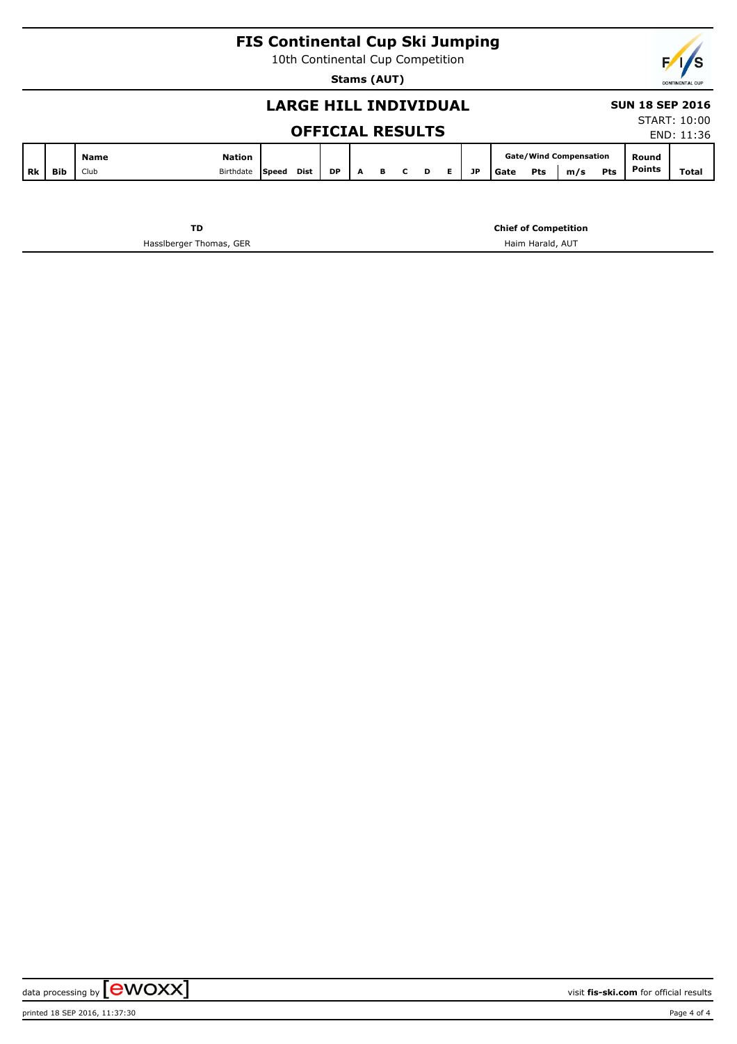# FIS Continental Cup Ski Jumping

10th Continental Cup Competition

**Stams (AUT)**

## LARGE HILL INDIVIDUAL

**SUN 18 SEP 2016**

START: 10:00
END: 11:36

## OFFICIAL RESULTS

| | | Name | Nation | | | | | | | | | | Gate/Wind Compensation | | | | Round | |
|---|---|---|---|---|---|---|---|---|---|---|---|---|---|---|---|---|---|---|
| Rk | Bib | Club | Birthdate | Speed | Dist | DP | A | B | C | D | E | JP | Gate | Pts | m/s | Pts | Points | Total |

| TD | Chief of Competition |
|---|---|
| Hasslberger Thomas, GER | Haim Harald, AUT |

data processing by [ewoxx]

visit **fis-ski.com** for official results

printed 18 SEP 2016, 11:37:30